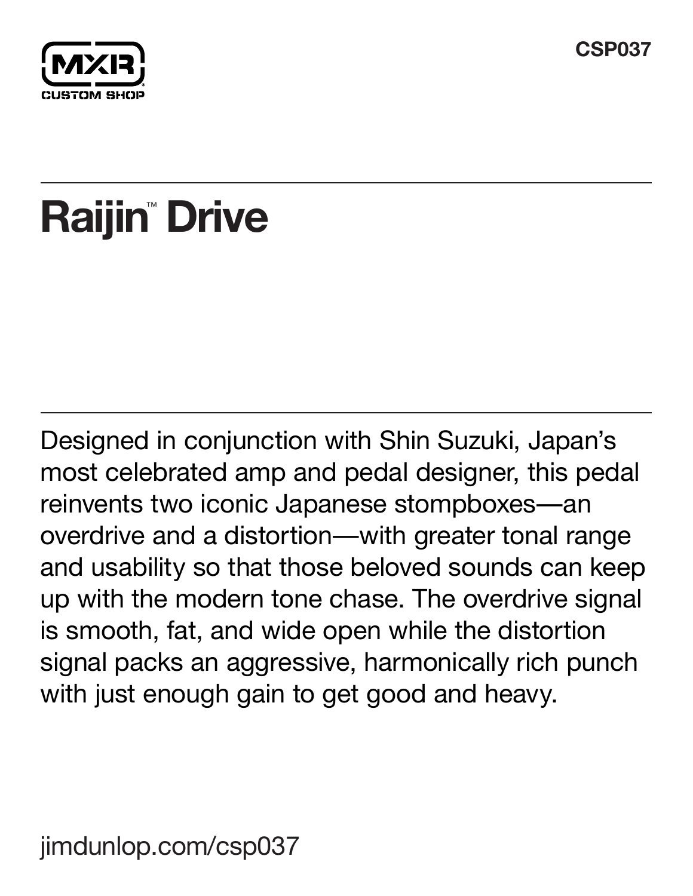MXR CUSTOM SHOP

CSP037

# Raijin™ Drive

Designed in conjunction with Shin Suzuki, Japan's most celebrated amp and pedal designer, this pedal reinvents two iconic Japanese stompboxes—an overdrive and a distortion—with greater tonal range and usability so that those beloved sounds can keep up with the modern tone chase. The overdrive signal is smooth, fat, and wide open while the distortion signal packs an aggressive, harmonically rich punch with just enough gain to get good and heavy.

jimdunlop.com/csp037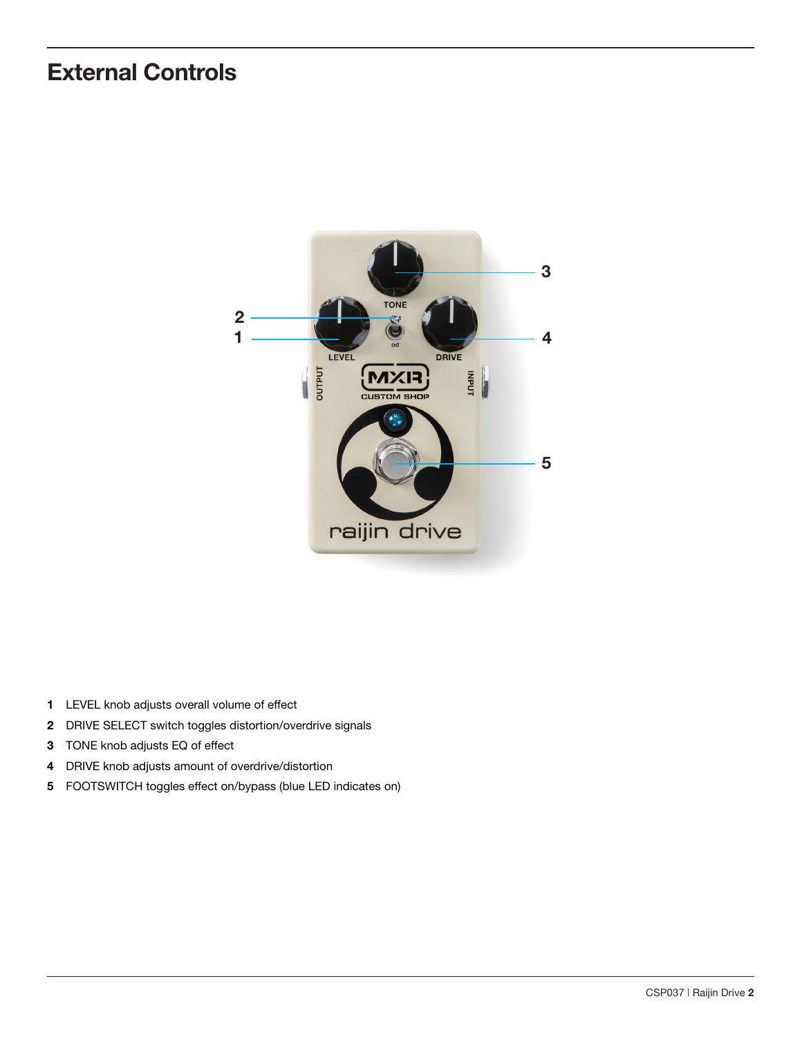# External Controls

1 LEVEL knob adjusts overall volume of effect
2 DRIVE SELECT switch toggles distortion/overdrive signals
3 TONE knob adjusts EQ of effect
4 DRIVE knob adjusts amount of overdrive/distortion
5 FOOTSWITCH toggles effect on/bypass (blue LED indicates on)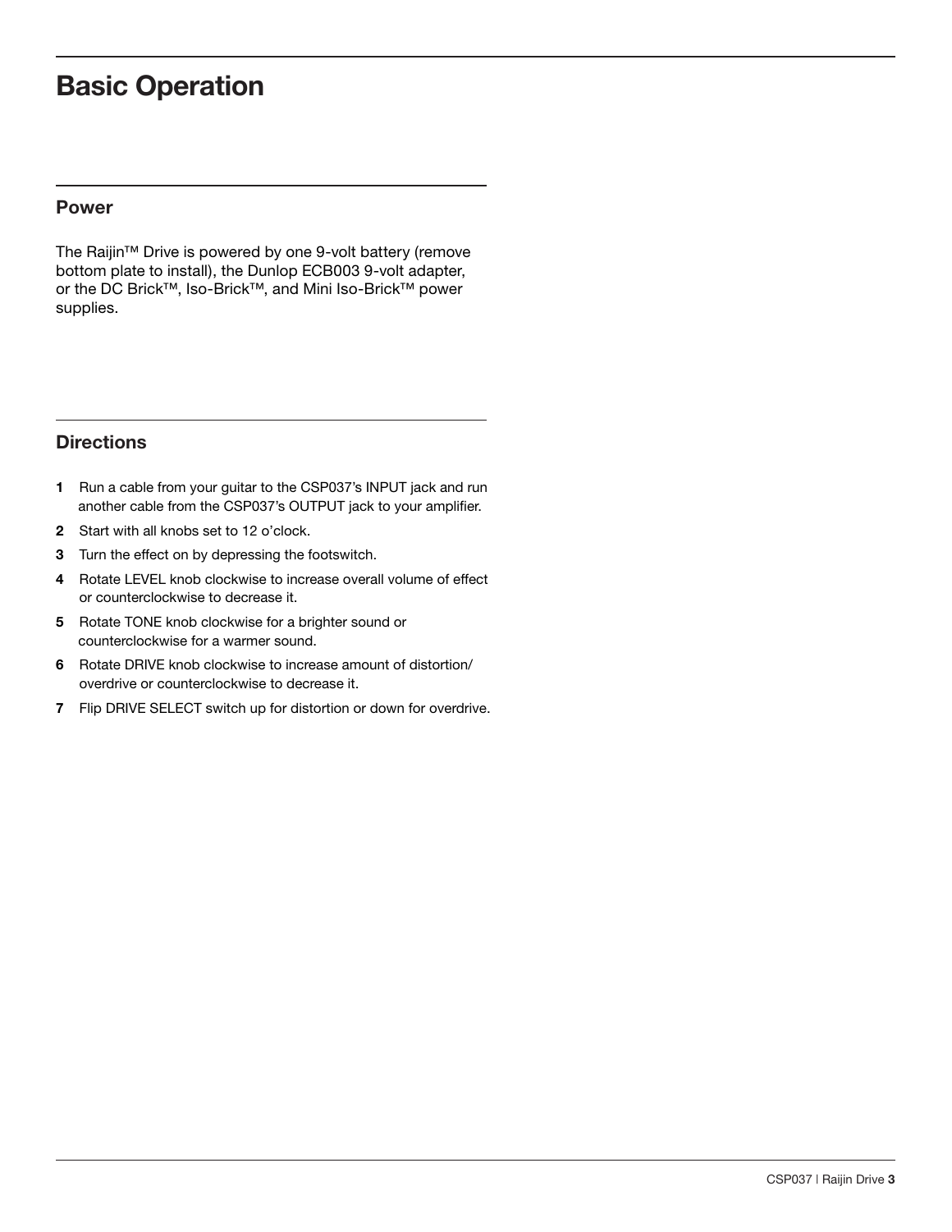# Basic Operation

## Power

The Raijin™ Drive is powered by one 9-volt battery (remove bottom plate to install), the Dunlop ECB003 9-volt adapter, or the DC Brick™, Iso-Brick™, and Mini Iso-Brick™ power supplies.

## Directions

1. Run a cable from your guitar to the CSP037's INPUT jack and run another cable from the CSP037's OUTPUT jack to your amplifier.
2. Start with all knobs set to 12 o'clock.
3. Turn the effect on by depressing the footswitch.
4. Rotate LEVEL knob clockwise to increase overall volume of effect or counterclockwise to decrease it.
5. Rotate TONE knob clockwise for a brighter sound or counterclockwise for a warmer sound.
6. Rotate DRIVE knob clockwise to increase amount of distortion/overdrive or counterclockwise to decrease it.
7. Flip DRIVE SELECT switch up for distortion or down for overdrive.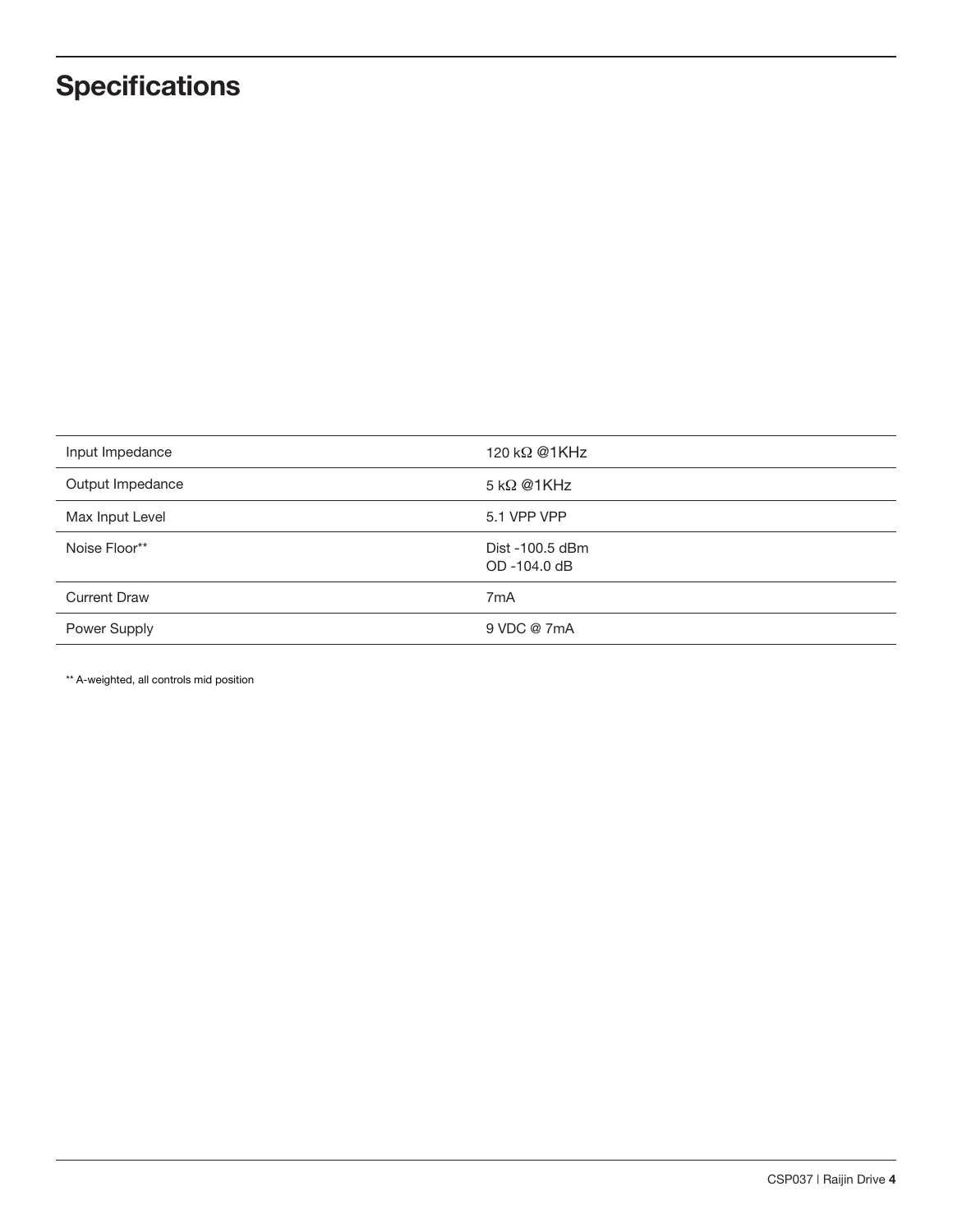# Specifications

| | |
|---|---|
| Input Impedance | 120 kΩ @1KHz |
| Output Impedance | 5 kΩ @1KHz |
| Max Input Level | 5.1 VPP VPP |
| Noise Floor** | Dist -100.5 dBm<br>OD -104.0 dB |
| Current Draw | 7mA |
| Power Supply | 9 VDC @ 7mA |

** A-weighted, all controls mid position